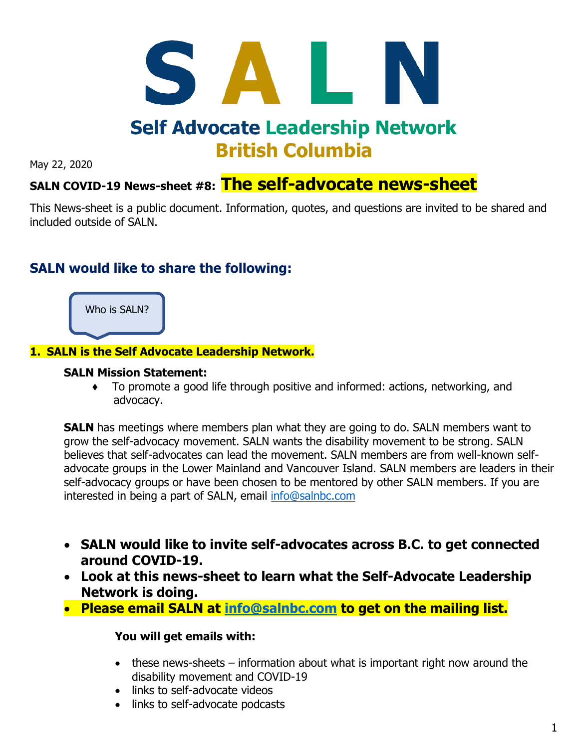# S A L N

## Self Advocate Leadership Network
## British Columbia

May 22, 2020

**SALN COVID-19 News-sheet #8:** **The self-advocate news-sheet**

This News-sheet is a public document. Information, quotes, and questions are invited to be shared and included outside of SALN.

## SALN would like to share the following:

Who is SALN?

**1. SALN is the Self Advocate Leadership Network.**

**SALN Mission Statement:**

- To promote a good life through positive and informed: actions, networking, and advocacy.

**SALN** has meetings where members plan what they are going to do. SALN members want to grow the self-advocacy movement. SALN wants the disability movement to be strong. SALN believes that self-advocates can lead the movement. SALN members are from well-known self-advocate groups in the Lower Mainland and Vancouver Island. SALN members are leaders in their self-advocacy groups or have been chosen to be mentored by other SALN members. If you are interested in being a part of SALN, email info@salnbc.com

- **SALN would like to invite self-advocates across B.C. to get connected around COVID-19.**
- **Look at this news-sheet to learn what the Self-Advocate Leadership Network is doing.**
- **Please email SALN at info@salnbc.com to get on the mailing list.**

**You will get emails with:**

- these news-sheets – information about what is important right now around the disability movement and COVID-19
- links to self-advocate videos
- links to self-advocate podcasts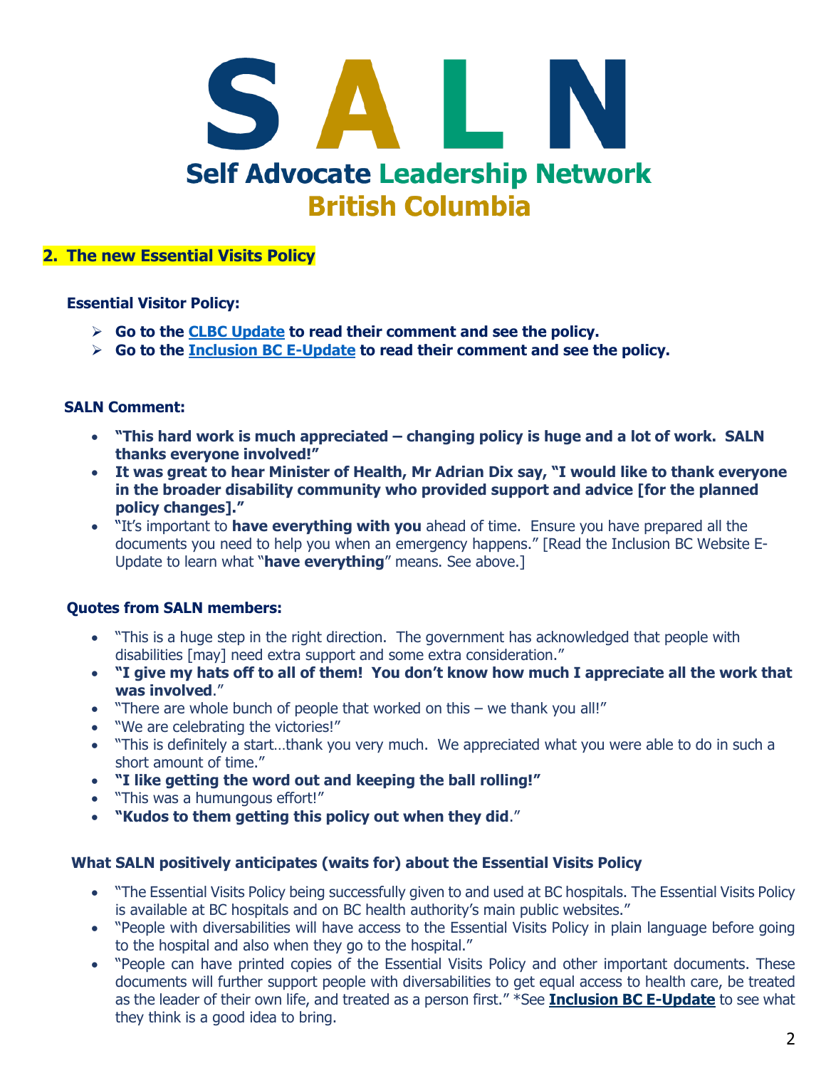# S A L N

## Self Advocate Leadership Network
## British Columbia

## 2. The new Essential Visits Policy

**Essential Visitor Policy:**

- **Go to the CLBC Update to read their comment and see the policy.**
- **Go to the Inclusion BC E-Update to read their comment and see the policy.**

**SALN Comment:**

- **"This hard work is much appreciated – changing policy is huge and a lot of work. SALN thanks everyone involved!"**
- **It was great to hear Minister of Health, Mr Adrian Dix say, "I would like to thank everyone in the broader disability community who provided support and advice [for the planned policy changes]."**
- "It's important to **have everything with you** ahead of time. Ensure you have prepared all the documents you need to help you when an emergency happens." [Read the Inclusion BC Website E-Update to learn what "**have everything**" means. See above.]

**Quotes from SALN members:**

- "This is a huge step in the right direction. The government has acknowledged that people with disabilities [may] need extra support and some extra consideration."
- **"I give my hats off to all of them! You don't know how much I appreciate all the work that was involved**."
- "There are whole bunch of people that worked on this – we thank you all!"
- "We are celebrating the victories!"
- "This is definitely a start…thank you very much. We appreciated what you were able to do in such a short amount of time."
- **"I like getting the word out and keeping the ball rolling!"**
- "This was a humungous effort!"
- **"Kudos to them getting this policy out when they did**."

**What SALN positively anticipates (waits for) about the Essential Visits Policy**

- "The Essential Visits Policy being successfully given to and used at BC hospitals. The Essential Visits Policy is available at BC hospitals and on BC health authority's main public websites."
- "People with diversabilities will have access to the Essential Visits Policy in plain language before going to the hospital and also when they go to the hospital."
- "People can have printed copies of the Essential Visits Policy and other important documents. These documents will further support people with diversabilities to get equal access to health care, be treated as the leader of their own life, and treated as a person first." *See **Inclusion BC E-Update** to see what they think is a good idea to bring.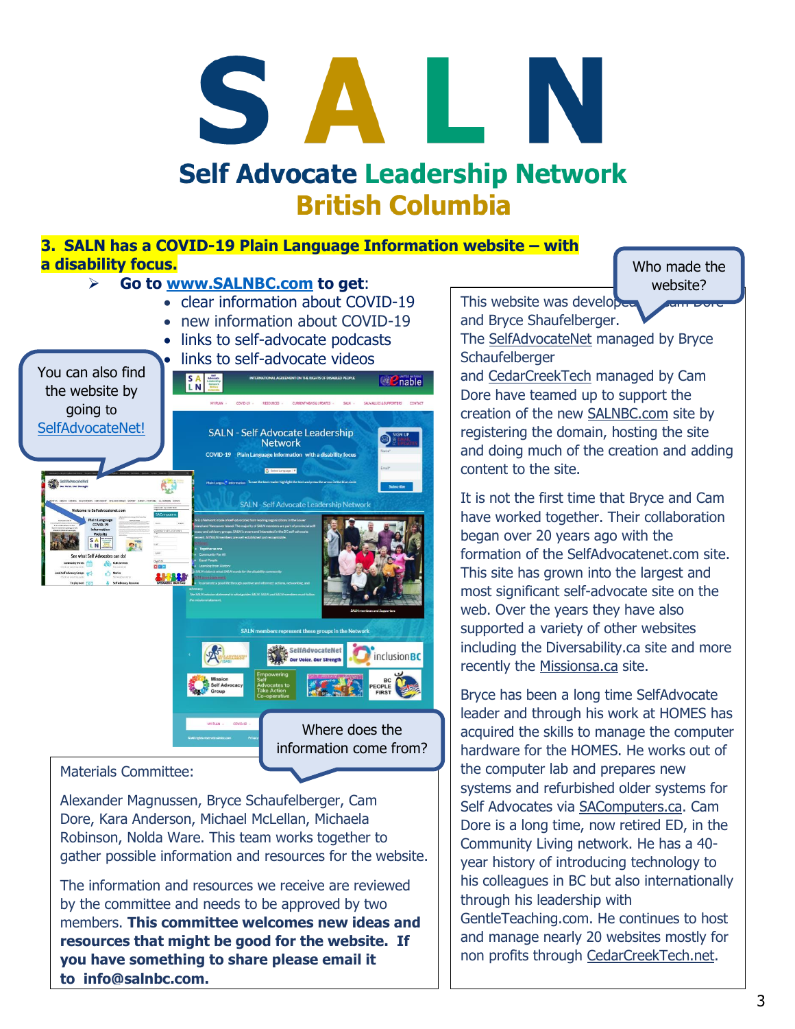# S A L N

## Self Advocate Leadership Network

## British Columbia

### 3. SALN has a COVID-19 Plain Language Information website – with a disability focus.

- **Go to [www.SALNBC.com](http://www.SALNBC.com) to get**:
  - clear information about COVID-19
  - new information about COVID-19
  - links to self-advocate podcasts
  - links to self-advocate videos

You can also find the website by going to SelfAdvocateNet!

Where does the information come from?

Materials Committee:

Alexander Magnussen, Bryce Schaufelberger, Cam Dore, Kara Anderson, Michael McLellan, Michaela Robinson, Nolda Ware. This team works together to gather possible information and resources for the website.

The information and resources we receive are reviewed by the committee and needs to be approved by two members. **This committee welcomes new ideas and resources that might be good for the website. If you have something to share please email it to info@salnbc.com.**

Who made the website?

This website was developed by Cam Dore and Bryce Shaufelberger.
The SelfAdvocateNet managed by Bryce Schaufelberger and CedarCreekTech managed by Cam Dore have teamed up to support the creation of the new SALNBC.com site by registering the domain, hosting the site and doing much of the creation and adding content to the site.

It is not the first time that Bryce and Cam have worked together. Their collaboration began over 20 years ago with the formation of the SelfAdvocatenet.com site. This site has grown into the largest and most significant self-advocate site on the web. Over the years they have also supported a variety of other websites including the Diversability.ca site and more recently the Missionsa.ca site.

Bryce has been a long time SelfAdvocate leader and through his work at HOMES has acquired the skills to manage the computer hardware for the HOMES. He works out of the computer lab and prepares new systems and refurbished older systems for Self Advocates via SAComputers.ca. Cam Dore is a long time, now retired ED, in the Community Living network. He has a 40-year history of introducing technology to his colleagues in BC but also internationally through his leadership with GentleTeaching.com. He continues to host and manage nearly 20 websites mostly for non profits through CedarCreekTech.net.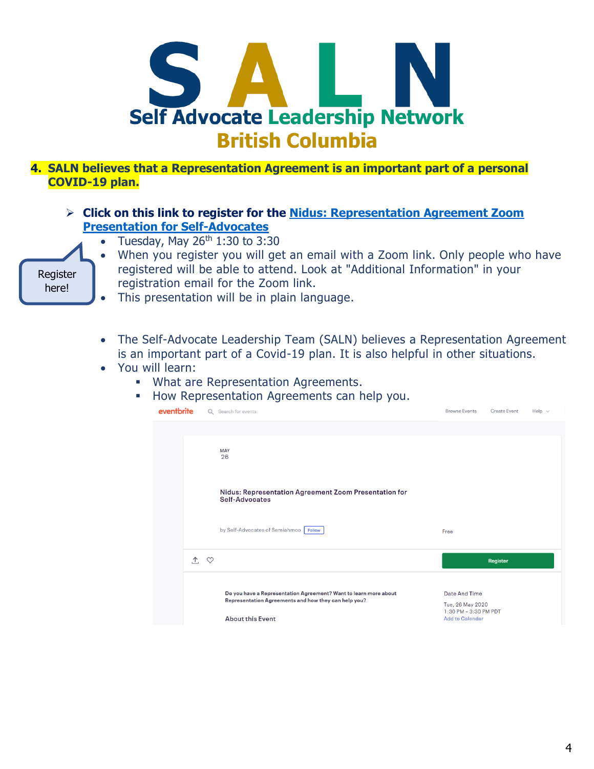# SALN

## Self Advocate Leadership Network

## British Columbia

**4. SALN believes that a Representation Agreement is an important part of a personal COVID-19 plan.**

- **Click on this link to register for the [Nidus: Representation Agreement Zoom Presentation for Self-Advocates]()**
  - Tuesday, May 26th 1:30 to 3:30
  - When you register you will get an email with a Zoom link. Only people who have registered will be able to attend. Look at "Additional Information" in your registration email for the Zoom link.
  - This presentation will be in plain language.

Register here!

- The Self-Advocate Leadership Team (SALN) believes a Representation Agreement is an important part of a Covid-19 plan. It is also helpful in other situations.
- You will learn:
  - What are Representation Agreements.
  - How Representation Agreements can help you.

eventbrite | Search for events | Browse Events | Create Event | Help

MAY
26

Nidus: Representation Agreement Zoom Presentation for Self-Advocates

by Self-Advocates of Semiahmoo Follow

Free

Register

Do you have a Representation Agreement? Want to learn more about Representation Agreements and how they can help you?

About this Event

Date And Time

Tue, 26 May 2020
1:30 PM – 3:30 PM PDT
Add to Calendar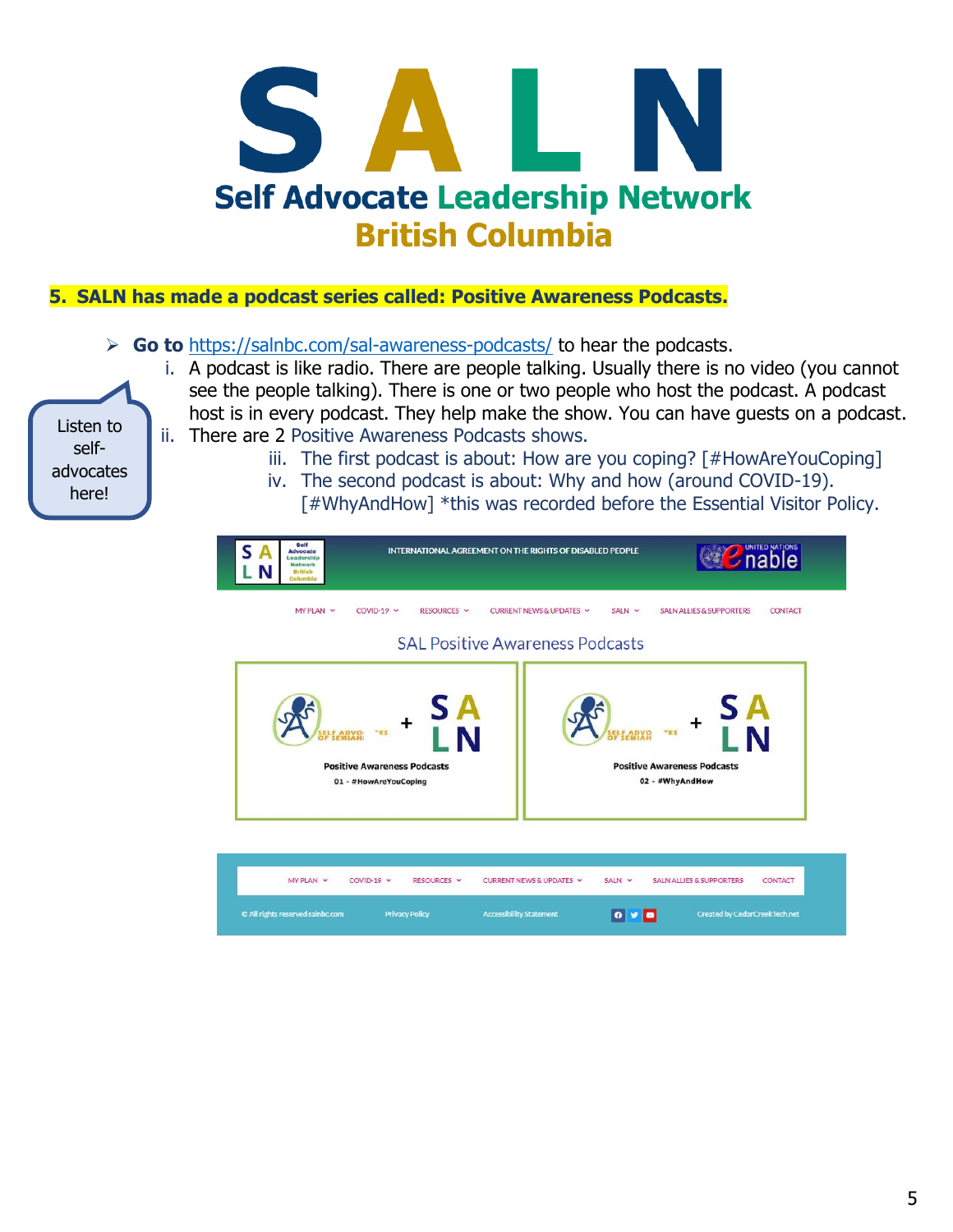# S A L N

## Self Advocate Leadership Network British Columbia

**5. SALN has made a podcast series called: Positive Awareness Podcasts.**

Listen to self-advocates here!

- **Go to** https://salnbc.com/sal-awareness-podcasts/ to hear the podcasts.
    - i. A podcast is like radio. There are people talking. Usually there is no video (you cannot see the people talking). There is one or two people who host the podcast. A podcast host is in every podcast. They help make the show. You can have guests on a podcast.
    - ii. There are 2 Positive Awareness Podcasts shows.
        - iii. The first podcast is about: How are you coping? [#HowAreYouCoping]
        - iv. The second podcast is about: Why and how (around COVID-19). [#WhyAndHow] *this was recorded before the Essential Visitor Policy.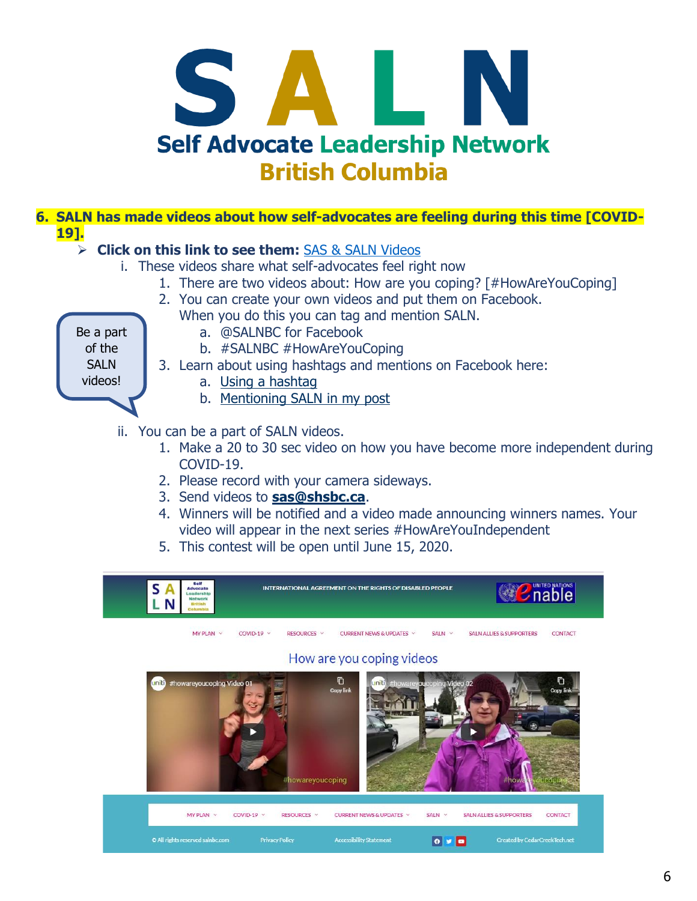# SALN

## Self Advocate Leadership Network
## British Columbia

**6. SALN has made videos about how self-advocates are feeling during this time [COVID-19].**

- **Click on this link to see them:** SAS & SALN Videos

  i. These videos share what self-advocates feel right now

    1. There are two videos about: How are you coping? [#HowAreYouCoping]
    2. You can create your own videos and put them on Facebook. When you do this you can tag and mention SALN.
        a. @SALNBC for Facebook
        b. #SALNBC #HowAreYouCoping
    3. Learn about using hashtags and mentions on Facebook here:
        a. Using a hashtag
        b. Mentioning SALN in my post

Be a part of the SALN videos!

  ii. You can be a part of SALN videos.

    1. Make a 20 to 30 sec video on how you have become more independent during COVID-19.
    2. Please record with your camera sideways.
    3. Send videos to **sas@shsbc.ca**.
    4. Winners will be notified and a video made announcing winners names. Your video will appear in the next series #HowAreYouIndependent
    5. This contest will be open until June 15, 2020.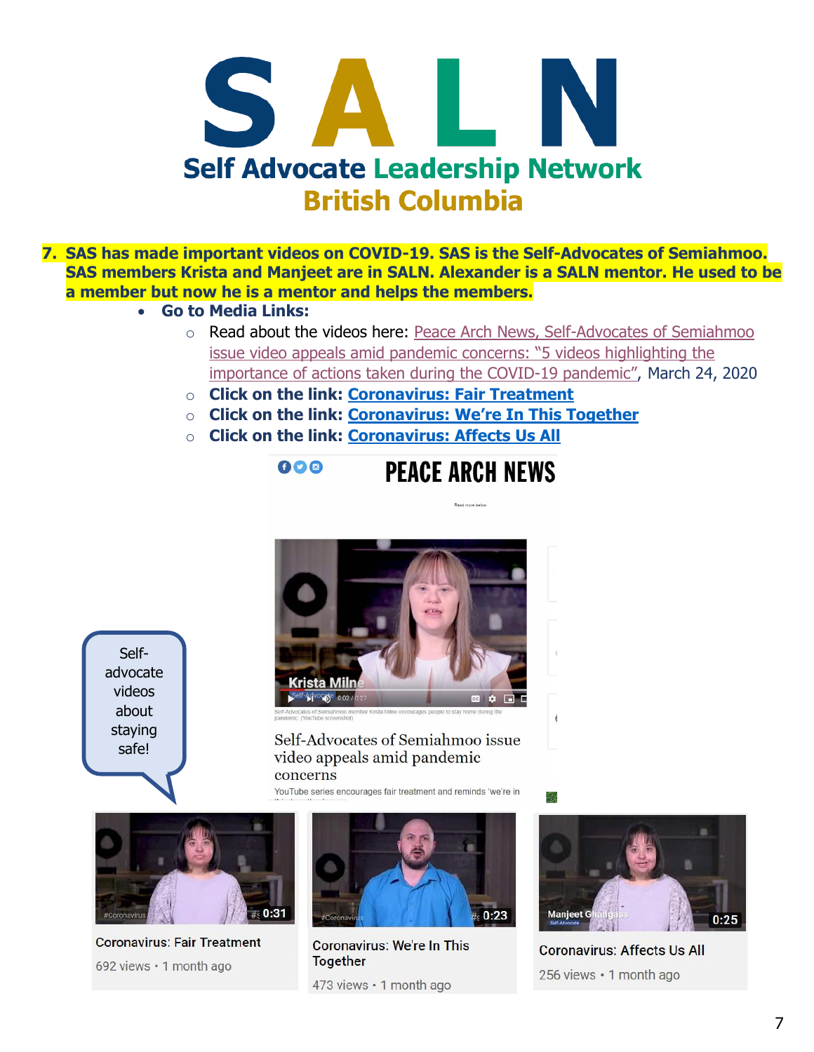# SALN

## Self Advocate Leadership Network

## British Columbia

7. **SAS has made important videos on COVID-19. SAS is the Self-Advocates of Semiahmoo. SAS members Krista and Manjeet are in SALN. Alexander is a SALN mentor. He used to be a member but now he is a mentor and helps the members.**
    - **Go to Media Links:**
        - Read about the videos here: Peace Arch News, Self-Advocates of Semiahmoo issue video appeals amid pandemic concerns: "5 videos highlighting the importance of actions taken during the COVID-19 pandemic", March 24, 2020
        - **Click on the link: Coronavirus: Fair Treatment**
        - **Click on the link: Coronavirus: We're In This Together**
        - **Click on the link: Coronavirus: Affects Us All**

PEACE ARCH NEWS

Self-Advocates of Semiahmoo issue video appeals amid pandemic concerns

YouTube series encourages fair treatment and reminds 'we're in

Self-advocate videos about staying safe!

Coronavirus: Fair Treatment
692 views • 1 month ago

Coronavirus: We're In This Together
473 views • 1 month ago

Coronavirus: Affects Us All
256 views • 1 month ago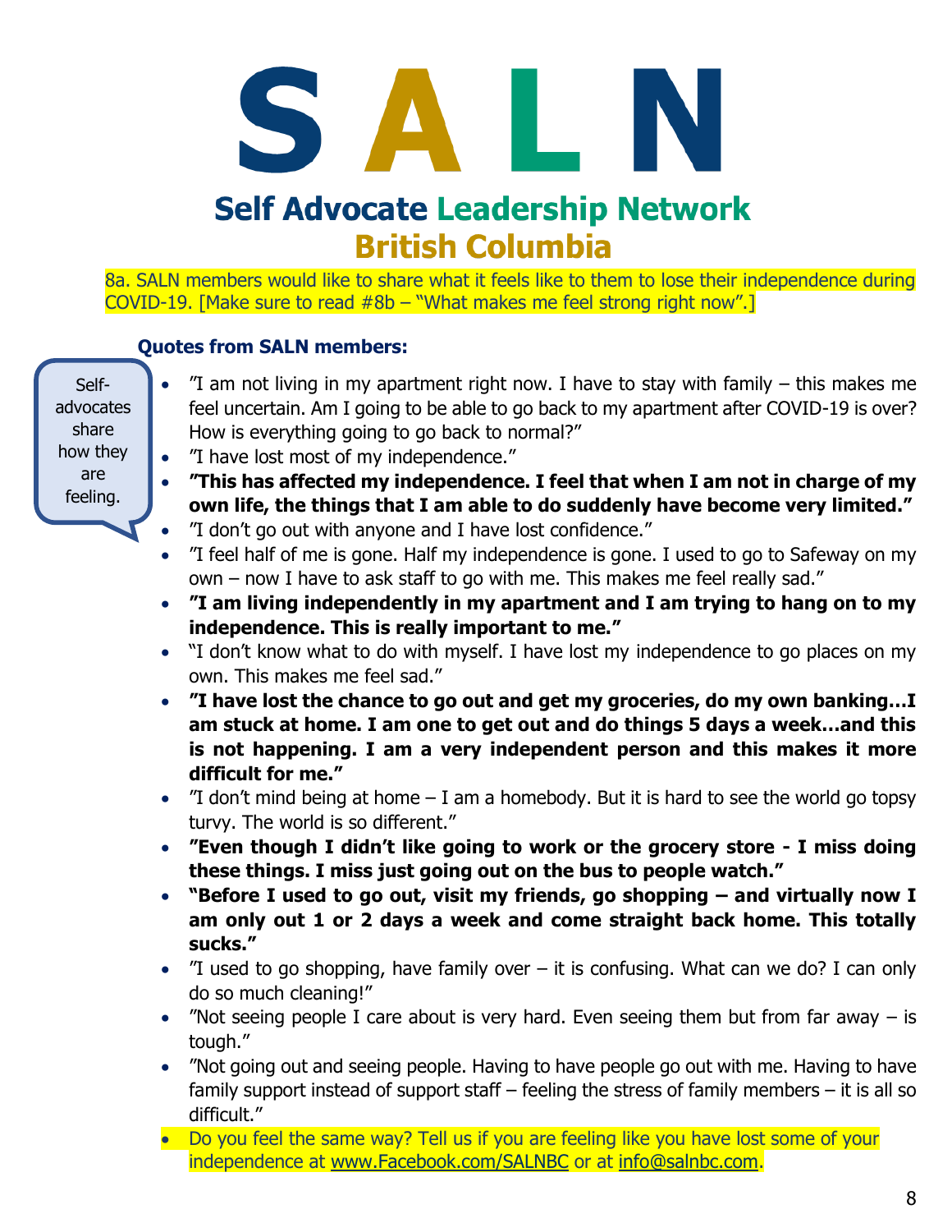# S A L N

## Self Advocate Leadership Network
## British Columbia

8a. SALN members would like to share what it feels like to them to lose their independence during COVID-19. [Make sure to read #8b – "What makes me feel strong right now".]

**Quotes from SALN members:**

Self-advocates share how they are feeling.

- "I am not living in my apartment right now. I have to stay with family – this makes me feel uncertain. Am I going to be able to go back to my apartment after COVID-19 is over? How is everything going to go back to normal?"
- "I have lost most of my independence."
- **"This has affected my independence. I feel that when I am not in charge of my own life, the things that I am able to do suddenly have become very limited."**
- "I don't go out with anyone and I have lost confidence."
- "I feel half of me is gone. Half my independence is gone. I used to go to Safeway on my own – now I have to ask staff to go with me. This makes me feel really sad."
- **"I am living independently in my apartment and I am trying to hang on to my independence. This is really important to me."**
- "I don't know what to do with myself. I have lost my independence to go places on my own. This makes me feel sad."
- **"I have lost the chance to go out and get my groceries, do my own banking…I am stuck at home. I am one to get out and do things 5 days a week…and this is not happening. I am a very independent person and this makes it more difficult for me."**
- "I don't mind being at home – I am a homebody. But it is hard to see the world go topsy turvy. The world is so different."
- **"Even though I didn't like going to work or the grocery store - I miss doing these things. I miss just going out on the bus to people watch."**
- **"Before I used to go out, visit my friends, go shopping – and virtually now I am only out 1 or 2 days a week and come straight back home. This totally sucks."**
- "I used to go shopping, have family over – it is confusing. What can we do? I can only do so much cleaning!"
- "Not seeing people I care about is very hard. Even seeing them but from far away – is tough."
- "Not going out and seeing people. Having to have people go out with me. Having to have family support instead of support staff – feeling the stress of family members – it is all so difficult."
- Do you feel the same way? Tell us if you are feeling like you have lost some of your independence at www.Facebook.com/SALNBC or at info@salnbc.com.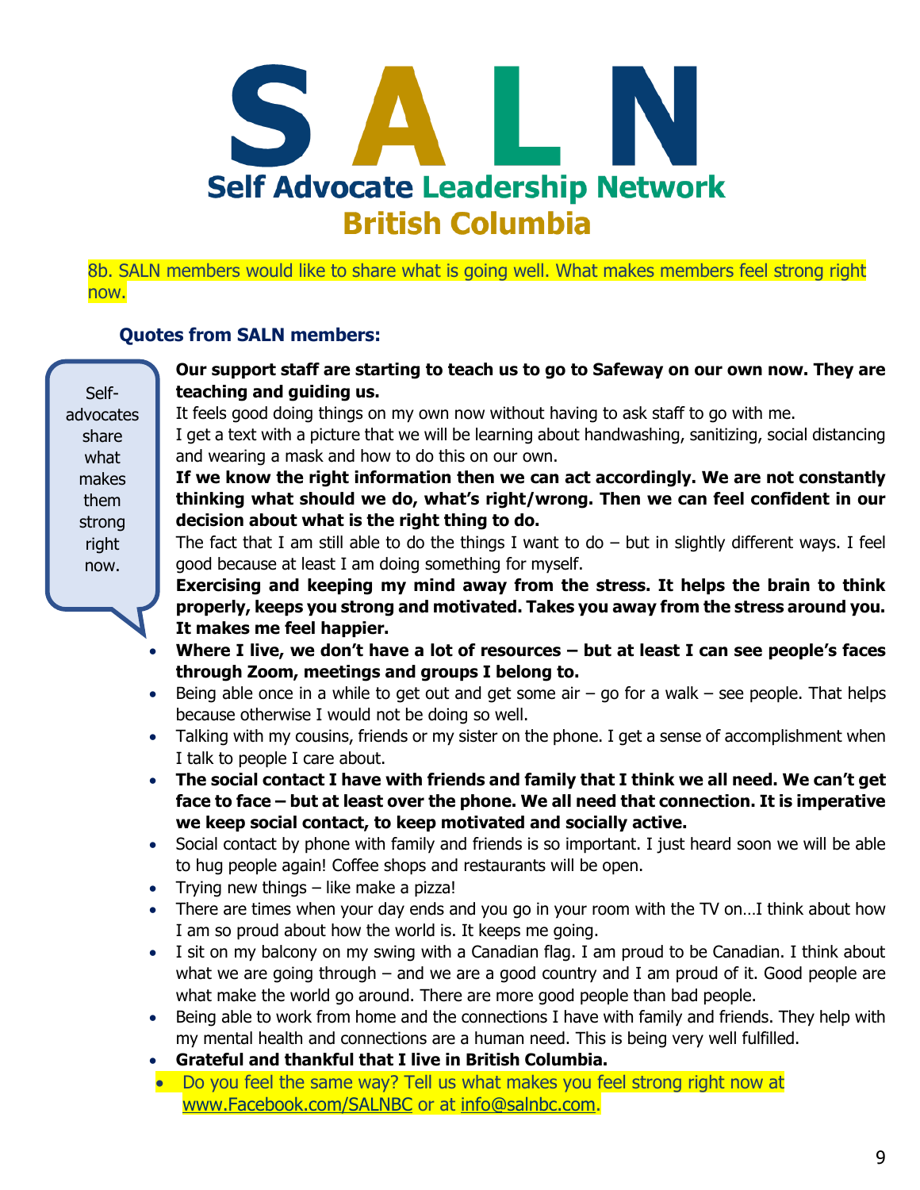# SALN

## Self Advocate Leadership Network British Columbia

8b. SALN members would like to share what is going well. What makes members feel strong right now.

### Quotes from SALN members:

Self-advocates share what makes them strong right now.

**Our support staff are starting to teach us to go to Safeway on our own now. They are teaching and guiding us.**

It feels good doing things on my own now without having to ask staff to go with me.

I get a text with a picture that we will be learning about handwashing, sanitizing, social distancing and wearing a mask and how to do this on our own.

**If we know the right information then we can act accordingly. We are not constantly thinking what should we do, what's right/wrong. Then we can feel confident in our decision about what is the right thing to do.**

The fact that I am still able to do the things I want to do – but in slightly different ways. I feel good because at least I am doing something for myself.

**Exercising and keeping my mind away from the stress. It helps the brain to think properly, keeps you strong and motivated. Takes you away from the stress around you. It makes me feel happier.**

- **Where I live, we don't have a lot of resources – but at least I can see people's faces through Zoom, meetings and groups I belong to.**
- Being able once in a while to get out and get some air – go for a walk – see people. That helps because otherwise I would not be doing so well.
- Talking with my cousins, friends or my sister on the phone. I get a sense of accomplishment when I talk to people I care about.
- **The social contact I have with friends and family that I think we all need. We can't get face to face – but at least over the phone. We all need that connection. It is imperative we keep social contact, to keep motivated and socially active.**
- Social contact by phone with family and friends is so important. I just heard soon we will be able to hug people again! Coffee shops and restaurants will be open.
- Trying new things – like make a pizza!
- There are times when your day ends and you go in your room with the TV on…I think about how I am so proud about how the world is. It keeps me going.
- I sit on my balcony on my swing with a Canadian flag. I am proud to be Canadian. I think about what we are going through – and we are a good country and I am proud of it. Good people are what make the world go around. There are more good people than bad people.
- Being able to work from home and the connections I have with family and friends. They help with my mental health and connections are a human need. This is being very well fulfilled.
- **Grateful and thankful that I live in British Columbia.**
- Do you feel the same way? Tell us what makes you feel strong right now at www.Facebook.com/SALNBC or at info@salnbc.com.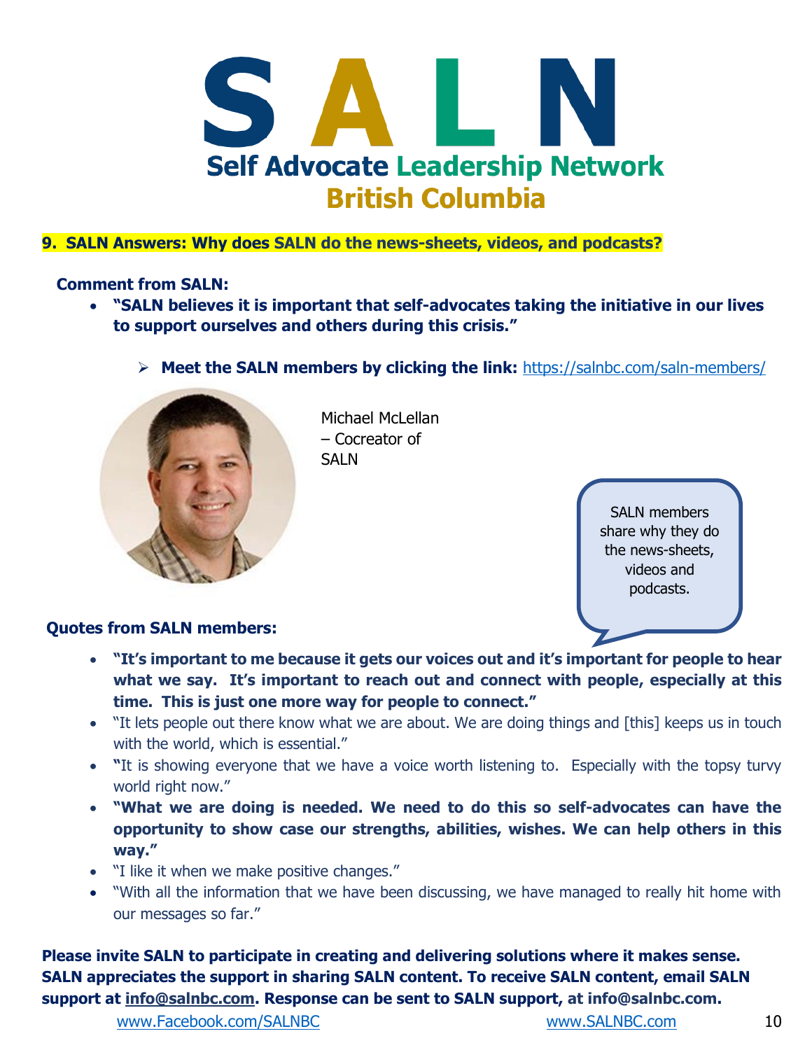# SALN

## Self Advocate Leadership Network
## British Columbia

**9. SALN Answers: Why does SALN do the news-sheets, videos, and podcasts?**

**Comment from SALN:**

- **"SALN believes it is important that self-advocates taking the initiative in our lives to support ourselves and others during this crisis."**
  - **Meet the SALN members by clicking the link:** https://salnbc.com/saln-members/

Michael McLellan – Cocreator of SALN

SALN members share why they do the news-sheets, videos and podcasts.

**Quotes from SALN members:**

- **"It's important to me because it gets our voices out and it's important for people to hear what we say. It's important to reach out and connect with people, especially at this time. This is just one more way for people to connect."**
- "It lets people out there know what we are about. We are doing things and [this] keeps us in touch with the world, which is essential."
- "It is showing everyone that we have a voice worth listening to. Especially with the topsy turvy world right now."
- **"What we are doing is needed. We need to do this so self-advocates can have the opportunity to show case our strengths, abilities, wishes. We can help others in this way."**
- "I like it when we make positive changes."
- "With all the information that we have been discussing, we have managed to really hit home with our messages so far."

**Please invite SALN to participate in creating and delivering solutions where it makes sense. SALN appreciates the support in sharing SALN content. To receive SALN content, email SALN support at info@salnbc.com. Response can be sent to SALN support, at info@salnbc.com.**

www.Facebook.com/SALNBC www.SALNBC.com